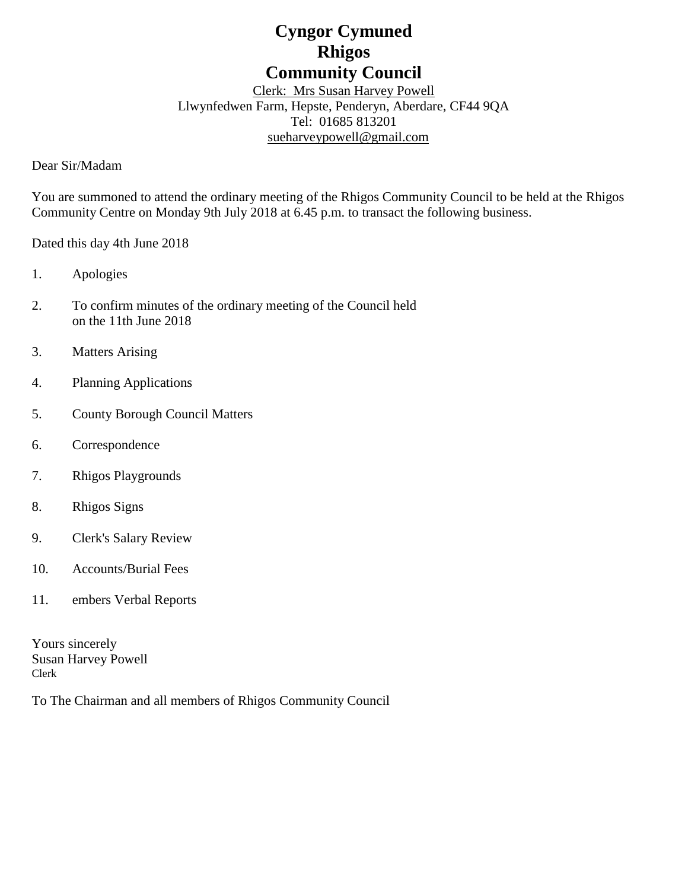# Cyngor Cymuned
# Rhigos
# Community Council

Clerk: Mrs Susan Harvey Powell
Llwynfedwen Farm, Hepste, Penderyn, Aberdare, CF44 9QA
Tel: 01685 813201
sueharveypowell@gmail.com

Dear Sir/Madam

You are summoned to attend the ordinary meeting of the Rhigos Community Council to be held at the Rhigos Community Centre on Monday 9th July 2018 at 6.45 p.m. to transact the following business.

Dated this day 4th June 2018

1. Apologies
2. To confirm minutes of the ordinary meeting of the Council held on the 11th June 2018
3. Matters Arising
4. Planning Applications
5. County Borough Council Matters
6. Correspondence
7. Rhigos Playgrounds
8. Rhigos Signs
9. Clerk's Salary Review
10. Accounts/Burial Fees
11. embers Verbal Reports

Yours sincerely
Susan Harvey Powell
Clerk

To The Chairman and all members of Rhigos Community Council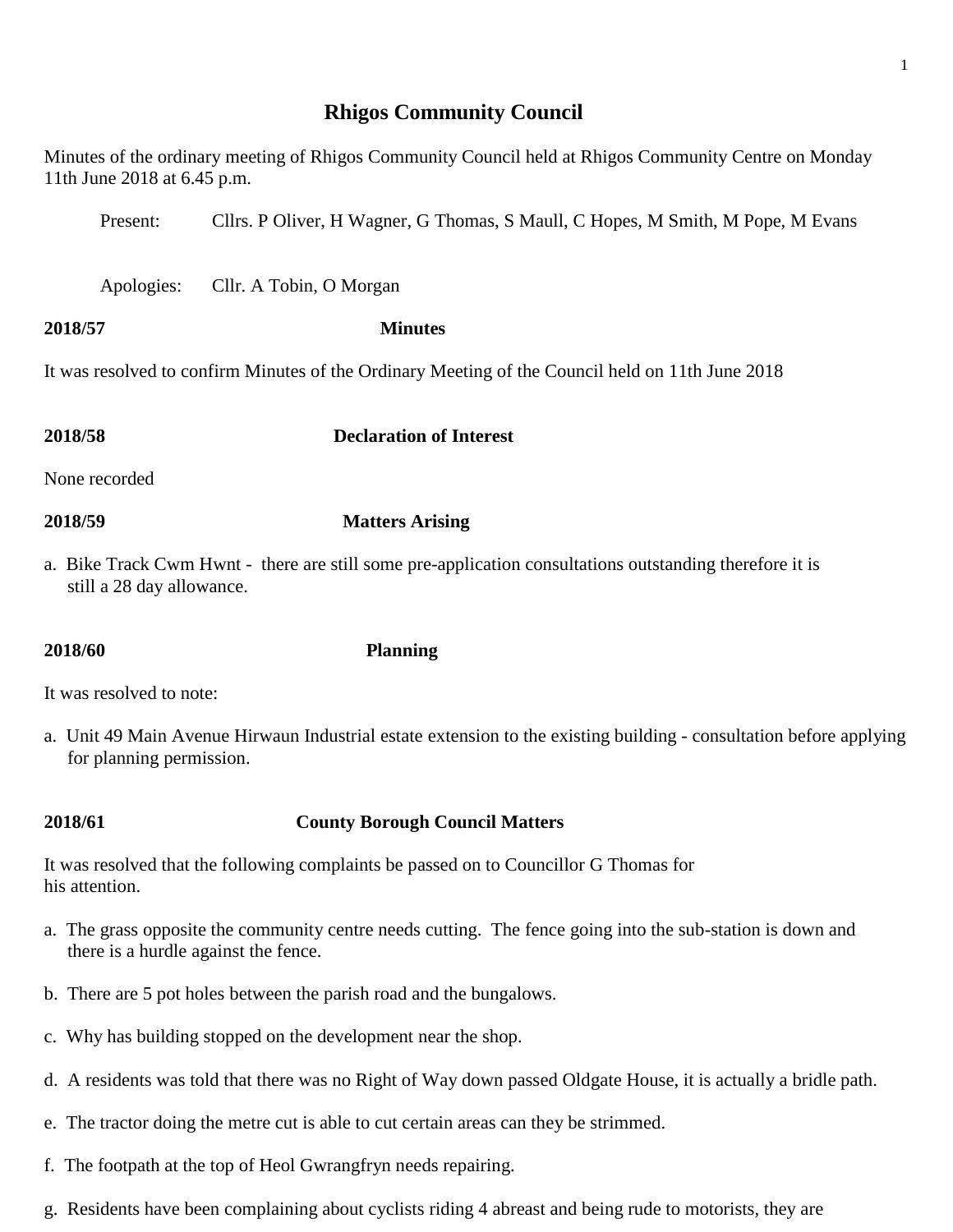# Rhigos Community Council

Minutes of the ordinary meeting of Rhigos Community Council held at Rhigos Community Centre on Monday 11th June 2018 at 6.45 p.m.

Present: Cllrs. P Oliver, H Wagner, G Thomas, S Maull, C Hopes, M Smith, M Pope, M Evans

Apologies: Cllr. A Tobin, O Morgan

**2018/57 Minutes**

It was resolved to confirm Minutes of the Ordinary Meeting of the Council held on 11th June 2018

**2018/58 Declaration of Interest**

None recorded

**2018/59 Matters Arising**

a. Bike Track Cwm Hwnt - there are still some pre-application consultations outstanding therefore it is still a 28 day allowance.

**2018/60 Planning**

It was resolved to note:

a. Unit 49 Main Avenue Hirwaun Industrial estate extension to the existing building - consultation before applying for planning permission.

**2018/61 County Borough Council Matters**

It was resolved that the following complaints be passed on to Councillor G Thomas for his attention.

a. The grass opposite the community centre needs cutting. The fence going into the sub-station is down and there is a hurdle against the fence.

b. There are 5 pot holes between the parish road and the bungalows.

c. Why has building stopped on the development near the shop.

d. A residents was told that there was no Right of Way down passed Oldgate House, it is actually a bridle path.

e. The tractor doing the metre cut is able to cut certain areas can they be strimmed.

f. The footpath at the top of Heol Gwrangfryn needs repairing.

g. Residents have been complaining about cyclists riding 4 abreast and being rude to motorists, they are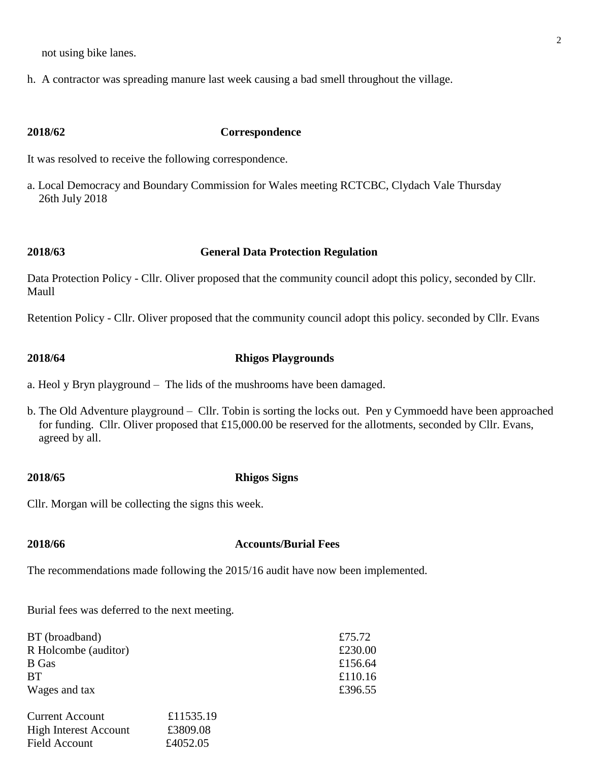not using bike lanes.

h. A contractor was spreading manure last week causing a bad smell throughout the village.

**2018/62 Correspondence**

It was resolved to receive the following correspondence.

a. Local Democracy and Boundary Commission for Wales meeting RCTCBC, Clydach Vale Thursday 26th July 2018

**2018/63 General Data Protection Regulation**

Data Protection Policy - Cllr. Oliver proposed that the community council adopt this policy, seconded by Cllr. Maull

Retention Policy - Cllr. Oliver proposed that the community council adopt this policy. seconded by Cllr. Evans

**2018/64 Rhigos Playgrounds**

a. Heol y Bryn playground – The lids of the mushrooms have been damaged.

b. The Old Adventure playground – Cllr. Tobin is sorting the locks out. Pen y Cymmoedd have been approached for funding. Cllr. Oliver proposed that £15,000.00 be reserved for the allotments, seconded by Cllr. Evans, agreed by all.

**2018/65 Rhigos Signs**

Cllr. Morgan will be collecting the signs this week.

**2018/66 Accounts/Burial Fees**

The recommendations made following the 2015/16 audit have now been implemented.

Burial fees was deferred to the next meeting.

| | |
|---|---|
| BT (broadband) | £75.72 |
| R Holcombe (auditor) | £230.00 |
| B Gas | £156.64 |
| BT | £110.16 |
| Wages and tax | £396.55 |

| | |
|---|---|
| Current Account | £11535.19 |
| High Interest Account | £3809.08 |
| Field Account | £4052.05 |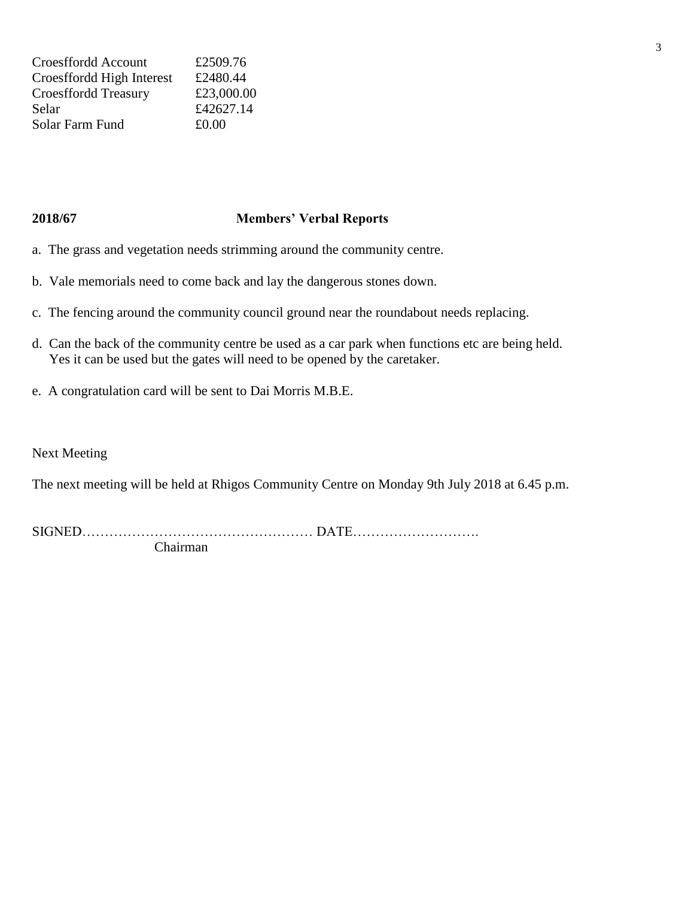| | |
|---|---|
| Croesffordd Account | £2509.76 |
| Croesffordd High Interest | £2480.44 |
| Croesffordd Treasury | £23,000.00 |
| Selar | £42627.14 |
| Solar Farm Fund | £0.00 |

**2018/67 Members' Verbal Reports**

a. The grass and vegetation needs strimming around the community centre.

b. Vale memorials need to come back and lay the dangerous stones down.

c. The fencing around the community council ground near the roundabout needs replacing.

d. Can the back of the community centre be used as a car park when functions etc are being held. Yes it can be used but the gates will need to be opened by the caretaker.

e. A congratulation card will be sent to Dai Morris M.B.E.

Next Meeting

The next meeting will be held at Rhigos Community Centre on Monday 9th July 2018 at 6.45 p.m.

SIGNED…………………………………………… DATE……………………….
Chairman